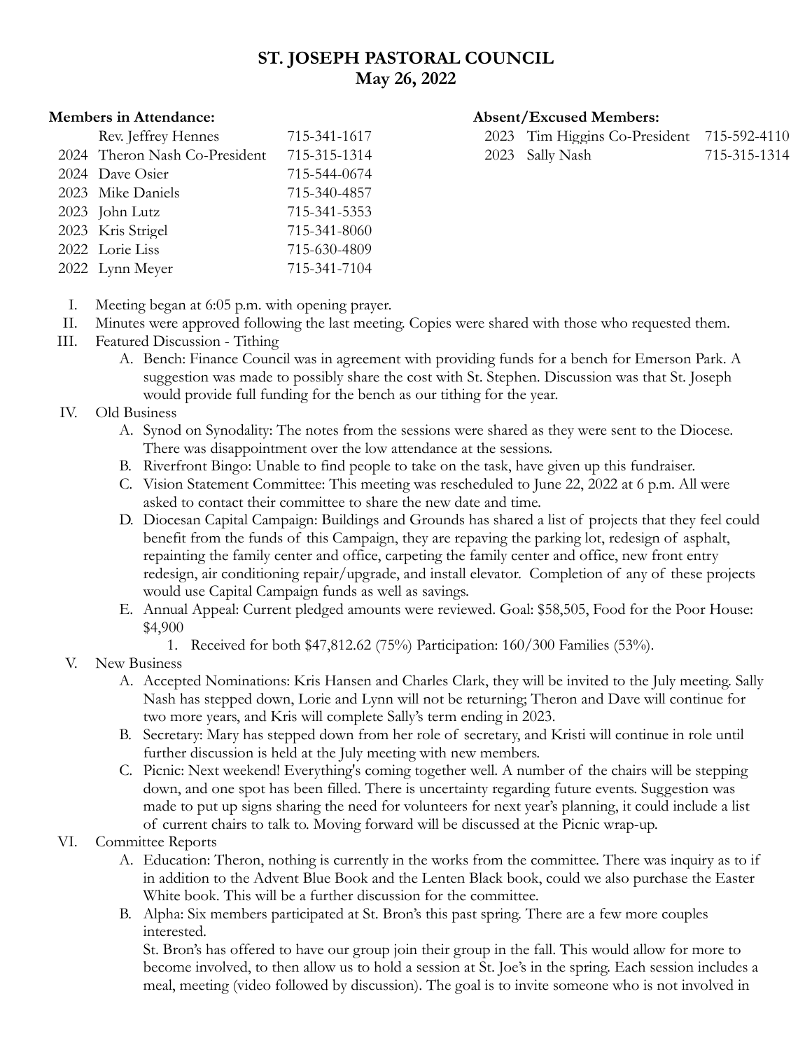# ST. JOSEPH PASTORAL COUNCIL
## May 26, 2022

**Members in Attendance:**

| | | |
|---|---|---|
| | Rev. Jeffrey Hennes | 715-341-1617 |
| 2024 | Theron Nash Co-President | 715-315-1314 |
| 2024 | Dave Osier | 715-544-0674 |
| 2023 | Mike Daniels | 715-340-4857 |
| 2023 | John Lutz | 715-341-5353 |
| 2023 | Kris Strigel | 715-341-8060 |
| 2022 | Lorie Liss | 715-630-4809 |
| 2022 | Lynn Meyer | 715-341-7104 |

**Absent/Excused Members:**

| | | |
|---|---|---|
| 2023 | Tim Higgins Co-President | 715-592-4110 |
| 2023 | Sally Nash | 715-315-1314 |

I. Meeting began at 6:05 p.m. with opening prayer.

II. Minutes were approved following the last meeting. Copies were shared with those who requested them.

III. Featured Discussion - Tithing
   - A. Bench: Finance Council was in agreement with providing funds for a bench for Emerson Park. A suggestion was made to possibly share the cost with St. Stephen. Discussion was that St. Joseph would provide full funding for the bench as our tithing for the year.

IV. Old Business
   - A. Synod on Synodality: The notes from the sessions were shared as they were sent to the Diocese. There was disappointment over the low attendance at the sessions.
   - B. Riverfront Bingo: Unable to find people to take on the task, have given up this fundraiser.
   - C. Vision Statement Committee: This meeting was rescheduled to June 22, 2022 at 6 p.m. All were asked to contact their committee to share the new date and time.
   - D. Diocesan Capital Campaign: Buildings and Grounds has shared a list of projects that they feel could benefit from the funds of this Campaign, they are repaving the parking lot, redesign of asphalt, repainting the family center and office, carpeting the family center and office, new front entry redesign, air conditioning repair/upgrade, and install elevator. Completion of any of these projects would use Capital Campaign funds as well as savings.
   - E. Annual Appeal: Current pledged amounts were reviewed. Goal: $58,505, Food for the Poor House: $4,900
     1. Received for both $47,812.62 (75%) Participation: 160/300 Families (53%).

V. New Business
   - A. Accepted Nominations: Kris Hansen and Charles Clark, they will be invited to the July meeting. Sally Nash has stepped down, Lorie and Lynn will not be returning; Theron and Dave will continue for two more years, and Kris will complete Sally's term ending in 2023.
   - B. Secretary: Mary has stepped down from her role of secretary, and Kristi will continue in role until further discussion is held at the July meeting with new members.
   - C. Picnic: Next weekend! Everything's coming together well. A number of the chairs will be stepping down, and one spot has been filled. There is uncertainty regarding future events. Suggestion was made to put up signs sharing the need for volunteers for next year's planning, it could include a list of current chairs to talk to. Moving forward will be discussed at the Picnic wrap-up.

VI. Committee Reports
   - A. Education: Theron, nothing is currently in the works from the committee. There was inquiry as to if in addition to the Advent Blue Book and the Lenten Black book, could we also purchase the Easter White book. This will be a further discussion for the committee.
   - B. Alpha: Six members participated at St. Bron's this past spring. There are a few more couples interested.

     St. Bron's has offered to have our group join their group in the fall. This would allow for more to become involved, to then allow us to hold a session at St. Joe's in the spring. Each session includes a meal, meeting (video followed by discussion). The goal is to invite someone who is not involved in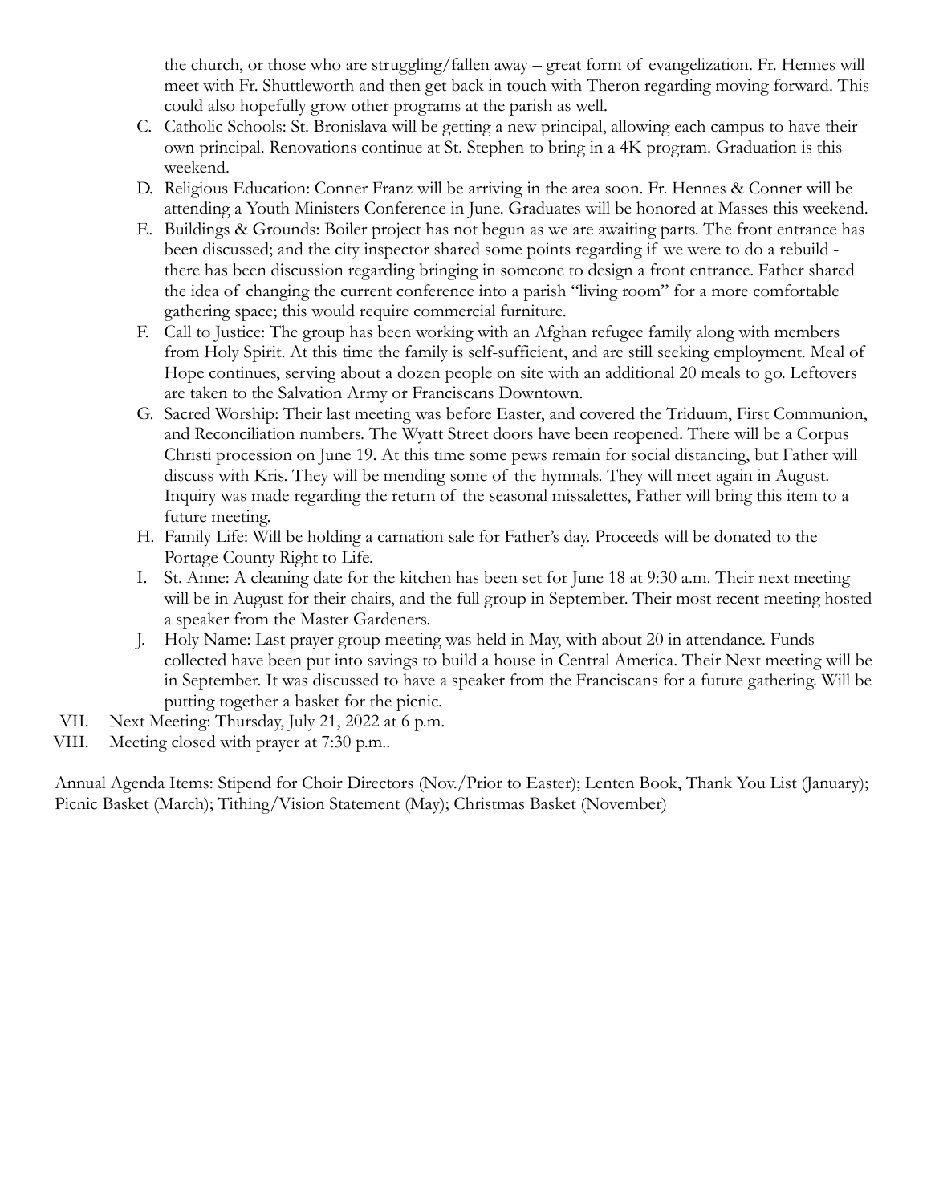the church, or those who are struggling/fallen away – great form of evangelization. Fr. Hennes will meet with Fr. Shuttleworth and then get back in touch with Theron regarding moving forward. This could also hopefully grow other programs at the parish as well.

C. Catholic Schools: St. Bronislava will be getting a new principal, allowing each campus to have their own principal. Renovations continue at St. Stephen to bring in a 4K program. Graduation is this weekend.

D. Religious Education: Conner Franz will be arriving in the area soon. Fr. Hennes & Conner will be attending a Youth Ministers Conference in June. Graduates will be honored at Masses this weekend.

E. Buildings & Grounds: Boiler project has not begun as we are awaiting parts. The front entrance has been discussed; and the city inspector shared some points regarding if we were to do a rebuild - there has been discussion regarding bringing in someone to design a front entrance. Father shared the idea of changing the current conference into a parish "living room" for a more comfortable gathering space; this would require commercial furniture.

F. Call to Justice: The group has been working with an Afghan refugee family along with members from Holy Spirit. At this time the family is self-sufficient, and are still seeking employment. Meal of Hope continues, serving about a dozen people on site with an additional 20 meals to go. Leftovers are taken to the Salvation Army or Franciscans Downtown.

G. Sacred Worship: Their last meeting was before Easter, and covered the Triduum, First Communion, and Reconciliation numbers. The Wyatt Street doors have been reopened. There will be a Corpus Christi procession on June 19. At this time some pews remain for social distancing, but Father will discuss with Kris. They will be mending some of the hymnals. They will meet again in August. Inquiry was made regarding the return of the seasonal missalettes, Father will bring this item to a future meeting.

H. Family Life: Will be holding a carnation sale for Father's day. Proceeds will be donated to the Portage County Right to Life.

I. St. Anne: A cleaning date for the kitchen has been set for June 18 at 9:30 a.m. Their next meeting will be in August for their chairs, and the full group in September. Their most recent meeting hosted a speaker from the Master Gardeners.

J. Holy Name: Last prayer group meeting was held in May, with about 20 in attendance. Funds collected have been put into savings to build a house in Central America. Their Next meeting will be in September. It was discussed to have a speaker from the Franciscans for a future gathering. Will be putting together a basket for the picnic.

VII. Next Meeting: Thursday, July 21, 2022 at 6 p.m.

VIII. Meeting closed with prayer at 7:30 p.m..

Annual Agenda Items: Stipend for Choir Directors (Nov./Prior to Easter); Lenten Book, Thank You List (January); Picnic Basket (March); Tithing/Vision Statement (May); Christmas Basket (November)